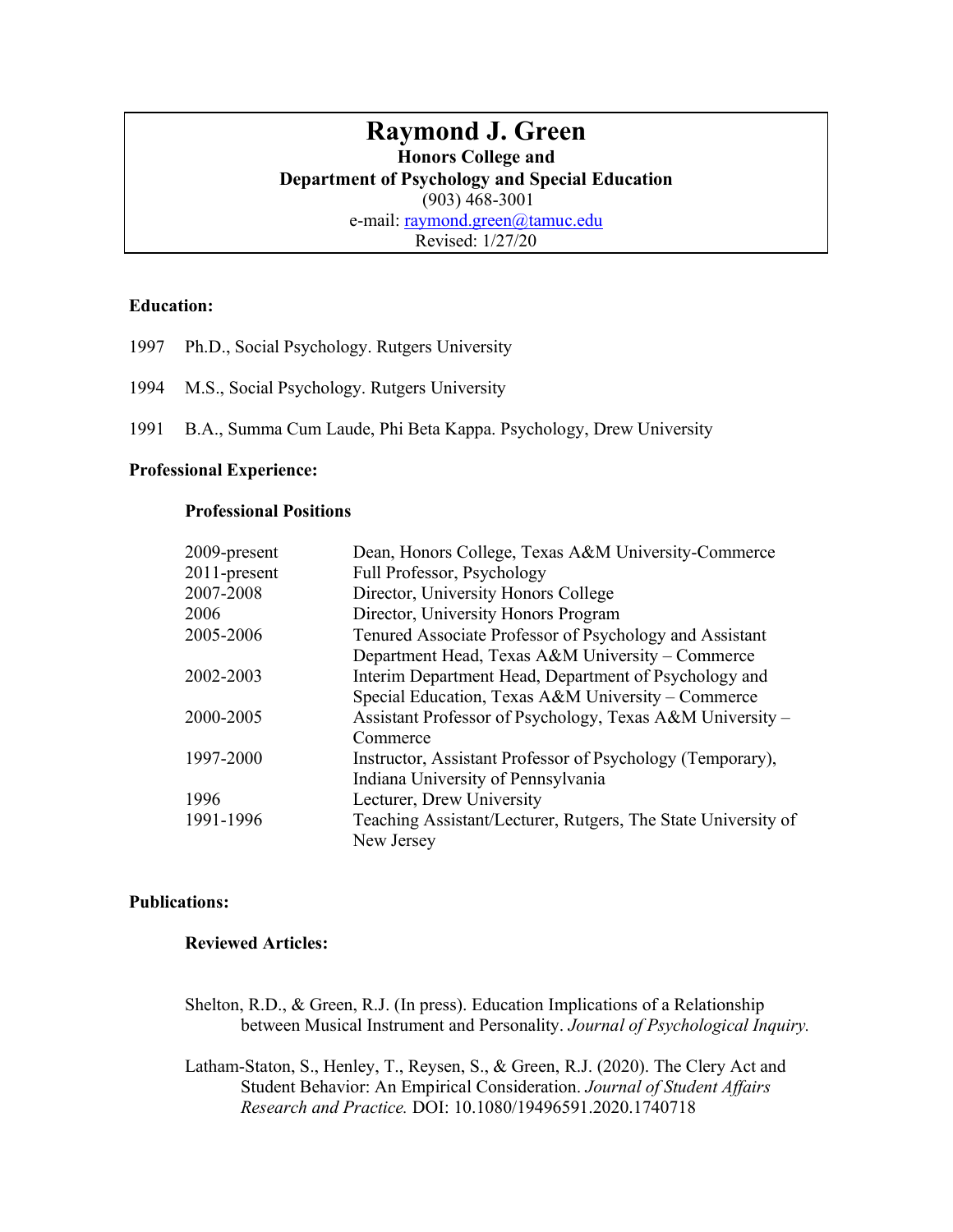# Raymond J. Green

**Honors College and**
**Department of Psychology and Special Education**
(903) 468-3001
e-mail: raymond.green@tamuc.edu
Revised: 1/27/20

## Education:

1997 Ph.D., Social Psychology. Rutgers University

1994 M.S., Social Psychology. Rutgers University

1991 B.A., Summa Cum Laude, Phi Beta Kappa. Psychology, Drew University

## Professional Experience:

### Professional Positions

| | |
|---|---|
| 2009-present | Dean, Honors College, Texas A&M University-Commerce |
| 2011-present | Full Professor, Psychology |
| 2007-2008 | Director, University Honors College |
| 2006 | Director, University Honors Program |
| 2005-2006 | Tenured Associate Professor of Psychology and Assistant Department Head, Texas A&M University – Commerce |
| 2002-2003 | Interim Department Head, Department of Psychology and Special Education, Texas A&M University – Commerce |
| 2000-2005 | Assistant Professor of Psychology, Texas A&M University – Commerce |
| 1997-2000 | Instructor, Assistant Professor of Psychology (Temporary), Indiana University of Pennsylvania |
| 1996 | Lecturer, Drew University |
| 1991-1996 | Teaching Assistant/Lecturer, Rutgers, The State University of New Jersey |

## Publications:

### Reviewed Articles:

Shelton, R.D., & Green, R.J. (In press). Education Implications of a Relationship between Musical Instrument and Personality. *Journal of Psychological Inquiry.*

Latham-Staton, S., Henley, T., Reysen, S., & Green, R.J. (2020). The Clery Act and Student Behavior: An Empirical Consideration. *Journal of Student Affairs Research and Practice.* DOI: 10.1080/19496591.2020.1740718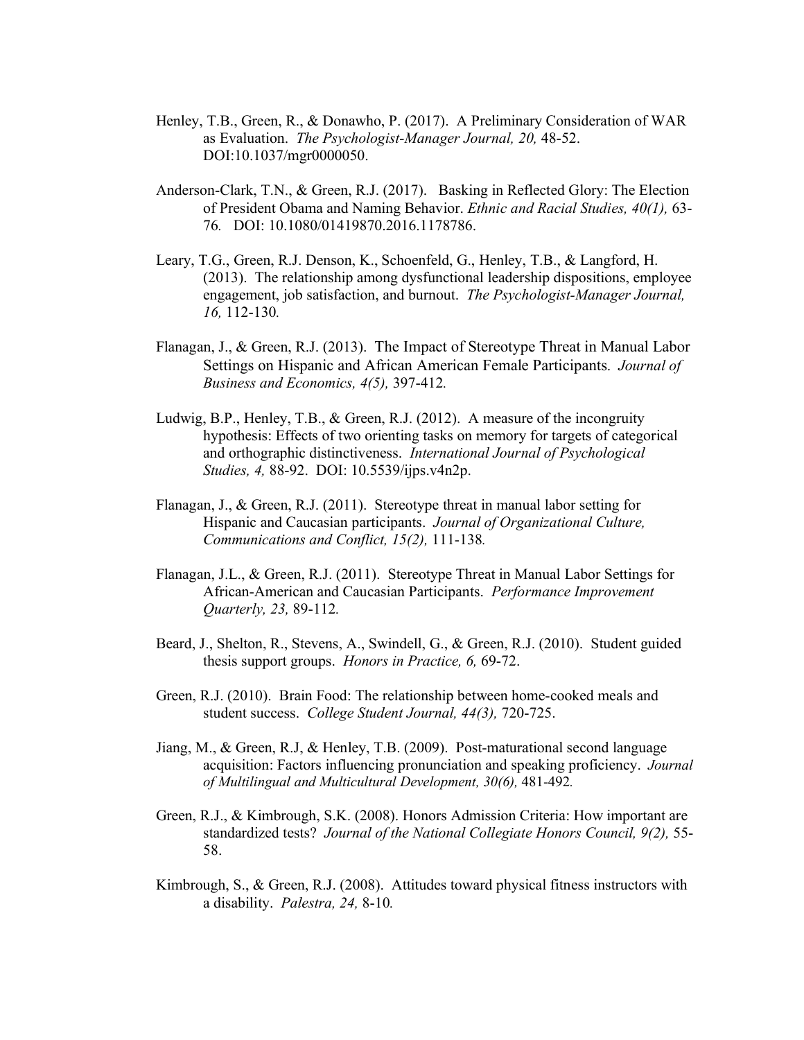Henley, T.B., Green, R., & Donawho, P. (2017). A Preliminary Consideration of WAR as Evaluation. *The Psychologist-Manager Journal, 20,* 48-52. DOI:10.1037/mgr0000050.

Anderson-Clark, T.N., & Green, R.J. (2017). Basking in Reflected Glory: The Election of President Obama and Naming Behavior. *Ethnic and Racial Studies, 40(1),* 63-76. DOI: 10.1080/01419870.2016.1178786.

Leary, T.G., Green, R.J. Denson, K., Schoenfeld, G., Henley, T.B., & Langford, H. (2013). The relationship among dysfunctional leadership dispositions, employee engagement, job satisfaction, and burnout. *The Psychologist-Manager Journal, 16,* 112-130.

Flanagan, J., & Green, R.J. (2013). The Impact of Stereotype Threat in Manual Labor Settings on Hispanic and African American Female Participants. *Journal of Business and Economics, 4(5),* 397-412.

Ludwig, B.P., Henley, T.B., & Green, R.J. (2012). A measure of the incongruity hypothesis: Effects of two orienting tasks on memory for targets of categorical and orthographic distinctiveness. *International Journal of Psychological Studies, 4,* 88-92. DOI: 10.5539/ijps.v4n2p.

Flanagan, J., & Green, R.J. (2011). Stereotype threat in manual labor setting for Hispanic and Caucasian participants. *Journal of Organizational Culture, Communications and Conflict, 15(2),* 111-138.

Flanagan, J.L., & Green, R.J. (2011). Stereotype Threat in Manual Labor Settings for African-American and Caucasian Participants. *Performance Improvement Quarterly, 23,* 89-112.

Beard, J., Shelton, R., Stevens, A., Swindell, G., & Green, R.J. (2010). Student guided thesis support groups. *Honors in Practice, 6,* 69-72.

Green, R.J. (2010). Brain Food: The relationship between home-cooked meals and student success. *College Student Journal, 44(3),* 720-725.

Jiang, M., & Green, R.J, & Henley, T.B. (2009). Post-maturational second language acquisition: Factors influencing pronunciation and speaking proficiency. *Journal of Multilingual and Multicultural Development, 30(6),* 481-492.

Green, R.J., & Kimbrough, S.K. (2008). Honors Admission Criteria: How important are standardized tests? *Journal of the National Collegiate Honors Council, 9(2),* 55-58.

Kimbrough, S., & Green, R.J. (2008). Attitudes toward physical fitness instructors with a disability. *Palestra, 24,* 8-10.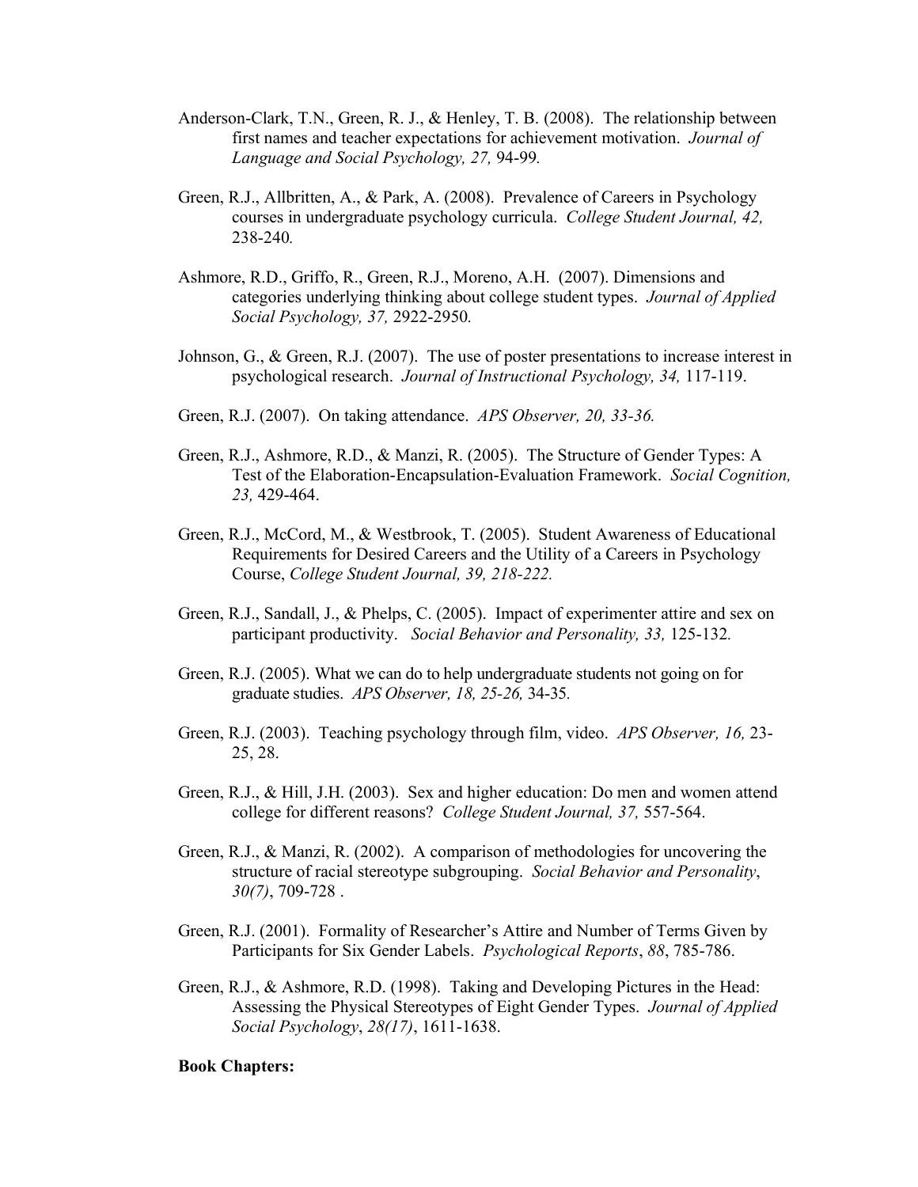Anderson-Clark, T.N., Green, R. J., & Henley, T. B. (2008). The relationship between first names and teacher expectations for achievement motivation. *Journal of Language and Social Psychology, 27,* 94-99.

Green, R.J., Allbritten, A., & Park, A. (2008). Prevalence of Careers in Psychology courses in undergraduate psychology curricula. *College Student Journal, 42,* 238-240.

Ashmore, R.D., Griffo, R., Green, R.J., Moreno, A.H. (2007). Dimensions and categories underlying thinking about college student types. *Journal of Applied Social Psychology, 37,* 2922-2950.

Johnson, G., & Green, R.J. (2007). The use of poster presentations to increase interest in psychological research. *Journal of Instructional Psychology, 34,* 117-119.

Green, R.J. (2007). On taking attendance. *APS Observer, 20, 33-36.*

Green, R.J., Ashmore, R.D., & Manzi, R. (2005). The Structure of Gender Types: A Test of the Elaboration-Encapsulation-Evaluation Framework. *Social Cognition, 23,* 429-464.

Green, R.J., McCord, M., & Westbrook, T. (2005). Student Awareness of Educational Requirements for Desired Careers and the Utility of a Careers in Psychology Course, *College Student Journal, 39, 218-222.*

Green, R.J., Sandall, J., & Phelps, C. (2005). Impact of experimenter attire and sex on participant productivity. *Social Behavior and Personality, 33,* 125-132.

Green, R.J. (2005). What we can do to help undergraduate students not going on for graduate studies. *APS Observer, 18, 25-26,* 34-35.

Green, R.J. (2003). Teaching psychology through film, video. *APS Observer, 16,* 23-25, 28.

Green, R.J., & Hill, J.H. (2003). Sex and higher education: Do men and women attend college for different reasons? *College Student Journal, 37,* 557-564.

Green, R.J., & Manzi, R. (2002). A comparison of methodologies for uncovering the structure of racial stereotype subgrouping. *Social Behavior and Personality*, *30(7)*, 709-728 .

Green, R.J. (2001). Formality of Researcher's Attire and Number of Terms Given by Participants for Six Gender Labels. *Psychological Reports*, *88*, 785-786.

Green, R.J., & Ashmore, R.D. (1998). Taking and Developing Pictures in the Head: Assessing the Physical Stereotypes of Eight Gender Types. *Journal of Applied Social Psychology*, *28(17)*, 1611-1638.

**Book Chapters:**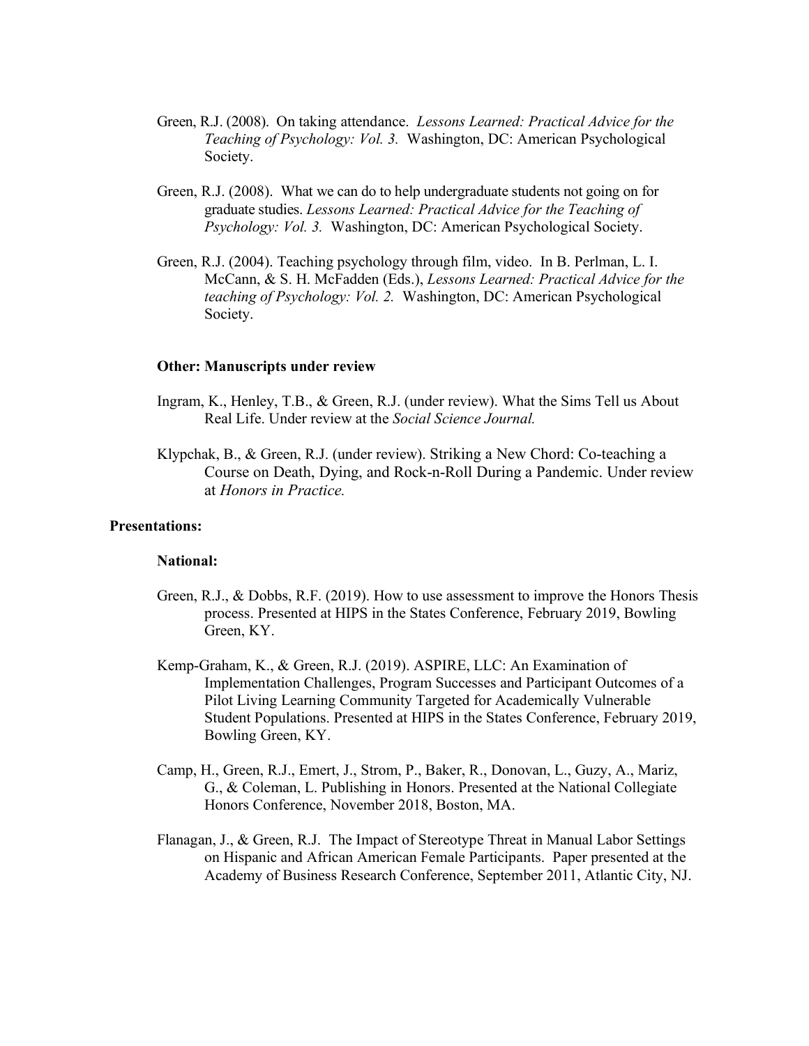Green, R.J. (2008). On taking attendance. *Lessons Learned: Practical Advice for the Teaching of Psychology: Vol. 3.* Washington, DC: American Psychological Society.

Green, R.J. (2008). What we can do to help undergraduate students not going on for graduate studies. *Lessons Learned: Practical Advice for the Teaching of Psychology: Vol. 3.* Washington, DC: American Psychological Society.

Green, R.J. (2004). Teaching psychology through film, video. In B. Perlman, L. I. McCann, & S. H. McFadden (Eds.), *Lessons Learned: Practical Advice for the teaching of Psychology: Vol. 2.* Washington, DC: American Psychological Society.

**Other: Manuscripts under review**

Ingram, K., Henley, T.B., & Green, R.J. (under review). What the Sims Tell us About Real Life. Under review at the *Social Science Journal.*

Klypchak, B., & Green, R.J. (under review). Striking a New Chord: Co-teaching a Course on Death, Dying, and Rock-n-Roll During a Pandemic. Under review at *Honors in Practice.*

**Presentations:**

**National:**

Green, R.J., & Dobbs, R.F. (2019). How to use assessment to improve the Honors Thesis process. Presented at HIPS in the States Conference, February 2019, Bowling Green, KY.

Kemp-Graham, K., & Green, R.J. (2019). ASPIRE, LLC: An Examination of Implementation Challenges, Program Successes and Participant Outcomes of a Pilot Living Learning Community Targeted for Academically Vulnerable Student Populations. Presented at HIPS in the States Conference, February 2019, Bowling Green, KY.

Camp, H., Green, R.J., Emert, J., Strom, P., Baker, R., Donovan, L., Guzy, A., Mariz, G., & Coleman, L. Publishing in Honors. Presented at the National Collegiate Honors Conference, November 2018, Boston, MA.

Flanagan, J., & Green, R.J. The Impact of Stereotype Threat in Manual Labor Settings on Hispanic and African American Female Participants. Paper presented at the Academy of Business Research Conference, September 2011, Atlantic City, NJ.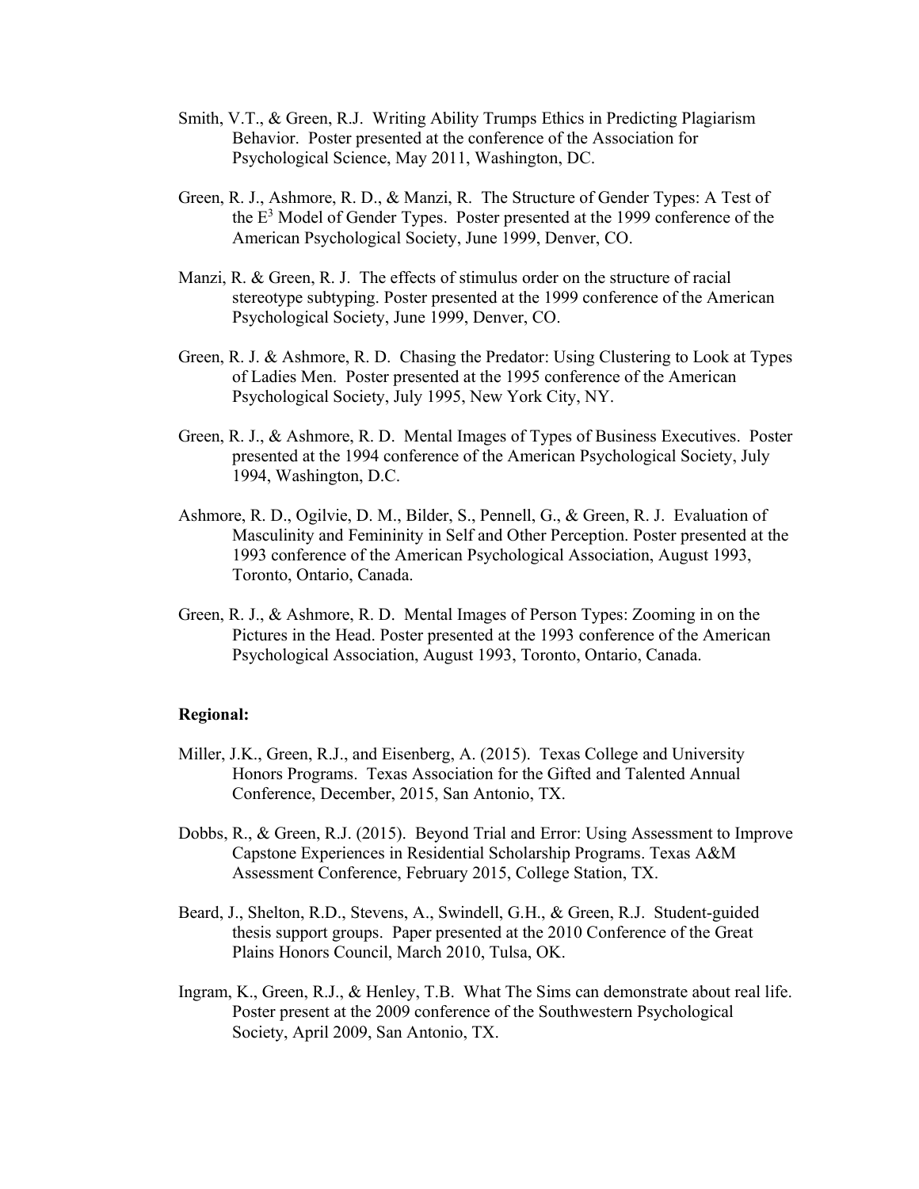Smith, V.T., & Green, R.J. Writing Ability Trumps Ethics in Predicting Plagiarism Behavior. Poster presented at the conference of the Association for Psychological Science, May 2011, Washington, DC.

Green, R. J., Ashmore, R. D., & Manzi, R. The Structure of Gender Types: A Test of the $E^3$ Model of Gender Types. Poster presented at the 1999 conference of the American Psychological Society, June 1999, Denver, CO.

Manzi, R. & Green, R. J. The effects of stimulus order on the structure of racial stereotype subtyping. Poster presented at the 1999 conference of the American Psychological Society, June 1999, Denver, CO.

Green, R. J. & Ashmore, R. D. Chasing the Predator: Using Clustering to Look at Types of Ladies Men. Poster presented at the 1995 conference of the American Psychological Society, July 1995, New York City, NY.

Green, R. J., & Ashmore, R. D. Mental Images of Types of Business Executives. Poster presented at the 1994 conference of the American Psychological Society, July 1994, Washington, D.C.

Ashmore, R. D., Ogilvie, D. M., Bilder, S., Pennell, G., & Green, R. J. Evaluation of Masculinity and Femininity in Self and Other Perception. Poster presented at the 1993 conference of the American Psychological Association, August 1993, Toronto, Ontario, Canada.

Green, R. J., & Ashmore, R. D. Mental Images of Person Types: Zooming in on the Pictures in the Head. Poster presented at the 1993 conference of the American Psychological Association, August 1993, Toronto, Ontario, Canada.

**Regional:**

Miller, J.K., Green, R.J., and Eisenberg, A. (2015). Texas College and University Honors Programs. Texas Association for the Gifted and Talented Annual Conference, December, 2015, San Antonio, TX.

Dobbs, R., & Green, R.J. (2015). Beyond Trial and Error: Using Assessment to Improve Capstone Experiences in Residential Scholarship Programs. Texas A&M Assessment Conference, February 2015, College Station, TX.

Beard, J., Shelton, R.D., Stevens, A., Swindell, G.H., & Green, R.J. Student-guided thesis support groups. Paper presented at the 2010 Conference of the Great Plains Honors Council, March 2010, Tulsa, OK.

Ingram, K., Green, R.J., & Henley, T.B. What The Sims can demonstrate about real life. Poster present at the 2009 conference of the Southwestern Psychological Society, April 2009, San Antonio, TX.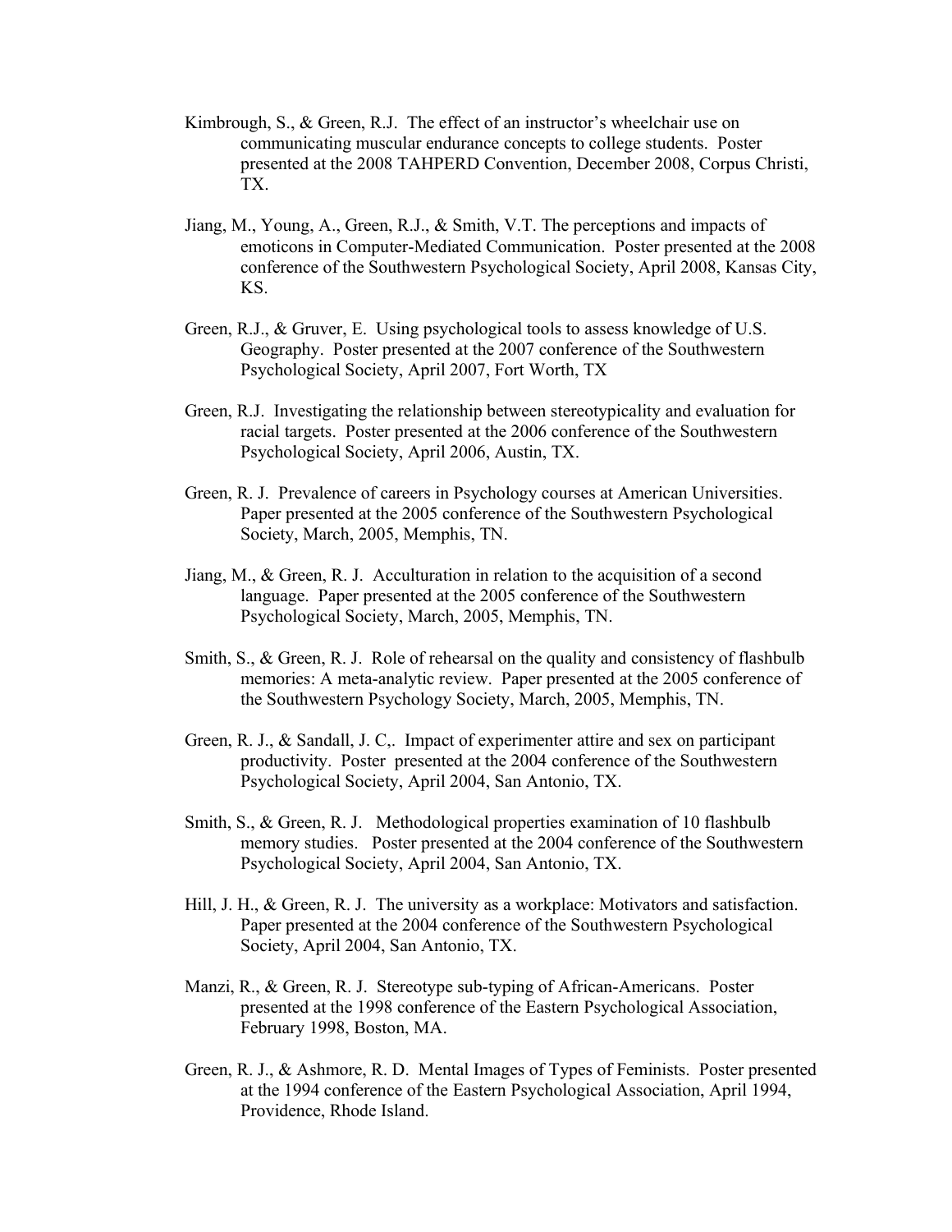Kimbrough, S., & Green, R.J. The effect of an instructor's wheelchair use on communicating muscular endurance concepts to college students. Poster presented at the 2008 TAHPERD Convention, December 2008, Corpus Christi, TX.

Jiang, M., Young, A., Green, R.J., & Smith, V.T. The perceptions and impacts of emoticons in Computer-Mediated Communication. Poster presented at the 2008 conference of the Southwestern Psychological Society, April 2008, Kansas City, KS.

Green, R.J., & Gruver, E. Using psychological tools to assess knowledge of U.S. Geography. Poster presented at the 2007 conference of the Southwestern Psychological Society, April 2007, Fort Worth, TX

Green, R.J. Investigating the relationship between stereotypicality and evaluation for racial targets. Poster presented at the 2006 conference of the Southwestern Psychological Society, April 2006, Austin, TX.

Green, R. J. Prevalence of careers in Psychology courses at American Universities. Paper presented at the 2005 conference of the Southwestern Psychological Society, March, 2005, Memphis, TN.

Jiang, M., & Green, R. J. Acculturation in relation to the acquisition of a second language. Paper presented at the 2005 conference of the Southwestern Psychological Society, March, 2005, Memphis, TN.

Smith, S., & Green, R. J. Role of rehearsal on the quality and consistency of flashbulb memories: A meta-analytic review. Paper presented at the 2005 conference of the Southwestern Psychology Society, March, 2005, Memphis, TN.

Green, R. J., & Sandall, J. C,. Impact of experimenter attire and sex on participant productivity. Poster presented at the 2004 conference of the Southwestern Psychological Society, April 2004, San Antonio, TX.

Smith, S., & Green, R. J. Methodological properties examination of 10 flashbulb memory studies. Poster presented at the 2004 conference of the Southwestern Psychological Society, April 2004, San Antonio, TX.

Hill, J. H., & Green, R. J. The university as a workplace: Motivators and satisfaction. Paper presented at the 2004 conference of the Southwestern Psychological Society, April 2004, San Antonio, TX.

Manzi, R., & Green, R. J. Stereotype sub-typing of African-Americans. Poster presented at the 1998 conference of the Eastern Psychological Association, February 1998, Boston, MA.

Green, R. J., & Ashmore, R. D. Mental Images of Types of Feminists. Poster presented at the 1994 conference of the Eastern Psychological Association, April 1994, Providence, Rhode Island.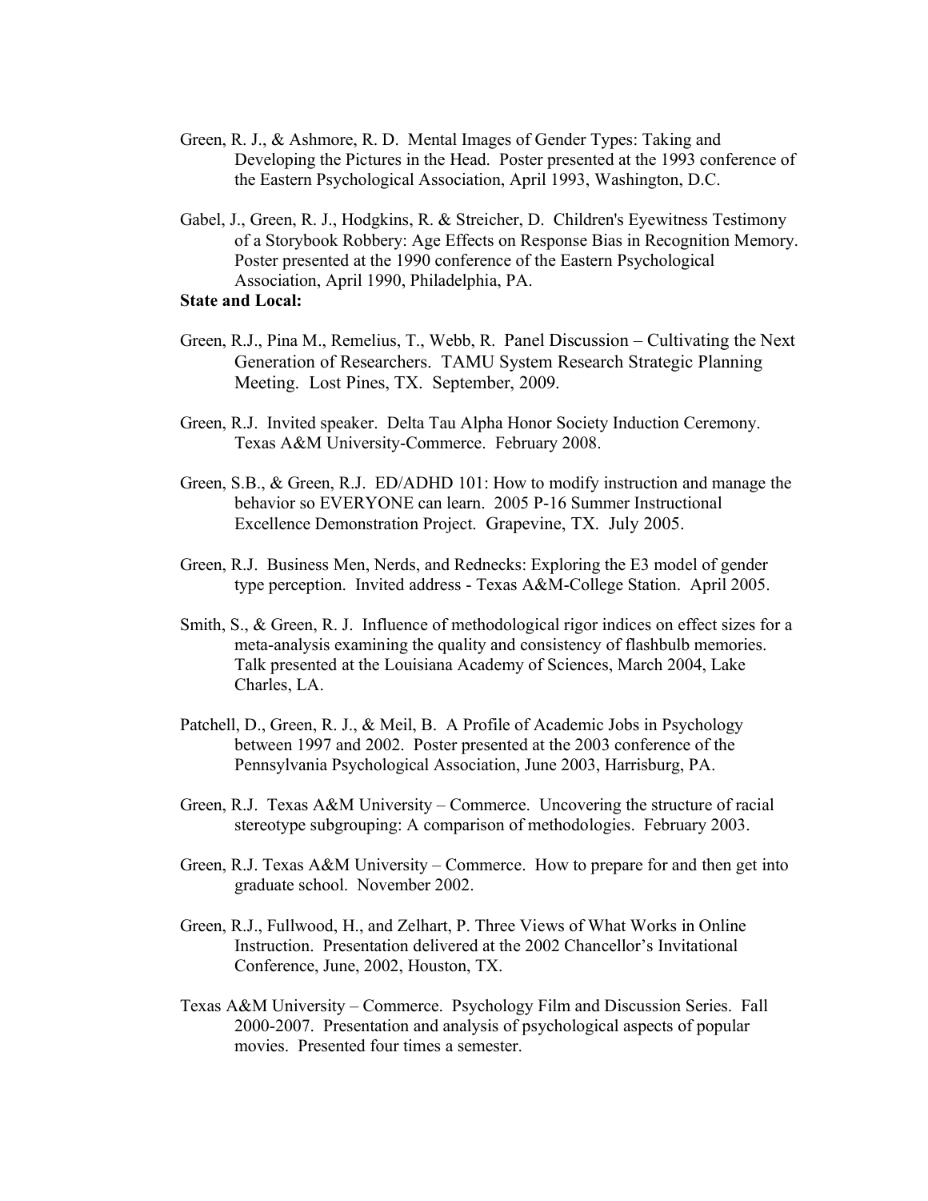Green, R. J., & Ashmore, R. D. Mental Images of Gender Types: Taking and Developing the Pictures in the Head. Poster presented at the 1993 conference of the Eastern Psychological Association, April 1993, Washington, D.C.

Gabel, J., Green, R. J., Hodgkins, R. & Streicher, D. Children's Eyewitness Testimony of a Storybook Robbery: Age Effects on Response Bias in Recognition Memory. Poster presented at the 1990 conference of the Eastern Psychological Association, April 1990, Philadelphia, PA.

**State and Local:**

Green, R.J., Pina M., Remelius, T., Webb, R. Panel Discussion – Cultivating the Next Generation of Researchers. TAMU System Research Strategic Planning Meeting. Lost Pines, TX. September, 2009.

Green, R.J. Invited speaker. Delta Tau Alpha Honor Society Induction Ceremony. Texas A&M University-Commerce. February 2008.

Green, S.B., & Green, R.J. ED/ADHD 101: How to modify instruction and manage the behavior so EVERYONE can learn. 2005 P-16 Summer Instructional Excellence Demonstration Project. Grapevine, TX. July 2005.

Green, R.J. Business Men, Nerds, and Rednecks: Exploring the E3 model of gender type perception. Invited address - Texas A&M-College Station. April 2005.

Smith, S., & Green, R. J. Influence of methodological rigor indices on effect sizes for a meta-analysis examining the quality and consistency of flashbulb memories. Talk presented at the Louisiana Academy of Sciences, March 2004, Lake Charles, LA.

Patchell, D., Green, R. J., & Meil, B. A Profile of Academic Jobs in Psychology between 1997 and 2002. Poster presented at the 2003 conference of the Pennsylvania Psychological Association, June 2003, Harrisburg, PA.

Green, R.J. Texas A&M University – Commerce. Uncovering the structure of racial stereotype subgrouping: A comparison of methodologies. February 2003.

Green, R.J. Texas A&M University – Commerce. How to prepare for and then get into graduate school. November 2002.

Green, R.J., Fullwood, H., and Zelhart, P. Three Views of What Works in Online Instruction. Presentation delivered at the 2002 Chancellor's Invitational Conference, June, 2002, Houston, TX.

Texas A&M University – Commerce. Psychology Film and Discussion Series. Fall 2000-2007. Presentation and analysis of psychological aspects of popular movies. Presented four times a semester.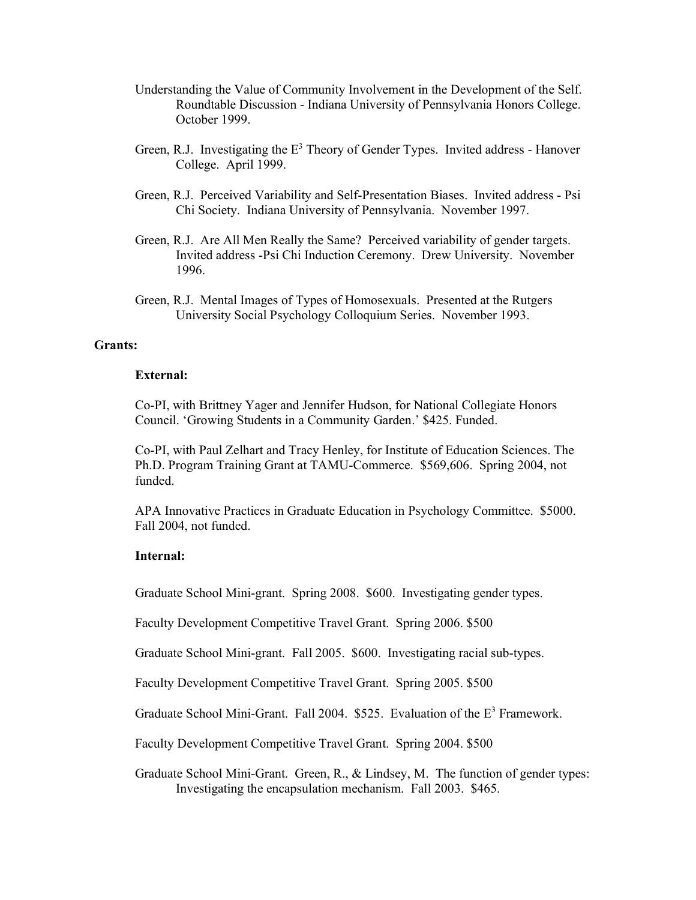Understanding the Value of Community Involvement in the Development of the Self. Roundtable Discussion - Indiana University of Pennsylvania Honors College. October 1999.

Green, R.J. Investigating the $E^3$ Theory of Gender Types. Invited address - Hanover College. April 1999.

Green, R.J. Perceived Variability and Self-Presentation Biases. Invited address - Psi Chi Society. Indiana University of Pennsylvania. November 1997.

Green, R.J. Are All Men Really the Same? Perceived variability of gender targets. Invited address -Psi Chi Induction Ceremony. Drew University. November 1996.

Green, R.J. Mental Images of Types of Homosexuals. Presented at the Rutgers University Social Psychology Colloquium Series. November 1993.

**Grants:**

**External:**

Co-PI, with Brittney Yager and Jennifer Hudson, for National Collegiate Honors Council. 'Growing Students in a Community Garden.' $425. Funded.

Co-PI, with Paul Zelhart and Tracy Henley, for Institute of Education Sciences. The Ph.D. Program Training Grant at TAMU-Commerce. $569,606. Spring 2004, not funded.

APA Innovative Practices in Graduate Education in Psychology Committee. $5000. Fall 2004, not funded.

**Internal:**

Graduate School Mini-grant. Spring 2008. $600. Investigating gender types.

Faculty Development Competitive Travel Grant. Spring 2006. $500

Graduate School Mini-grant. Fall 2005. $600. Investigating racial sub-types.

Faculty Development Competitive Travel Grant. Spring 2005. $500

Graduate School Mini-Grant. Fall 2004. $525. Evaluation of the $E^3$ Framework.

Faculty Development Competitive Travel Grant. Spring 2004. $500

Graduate School Mini-Grant. Green, R., & Lindsey, M. The function of gender types: Investigating the encapsulation mechanism. Fall 2003. $465.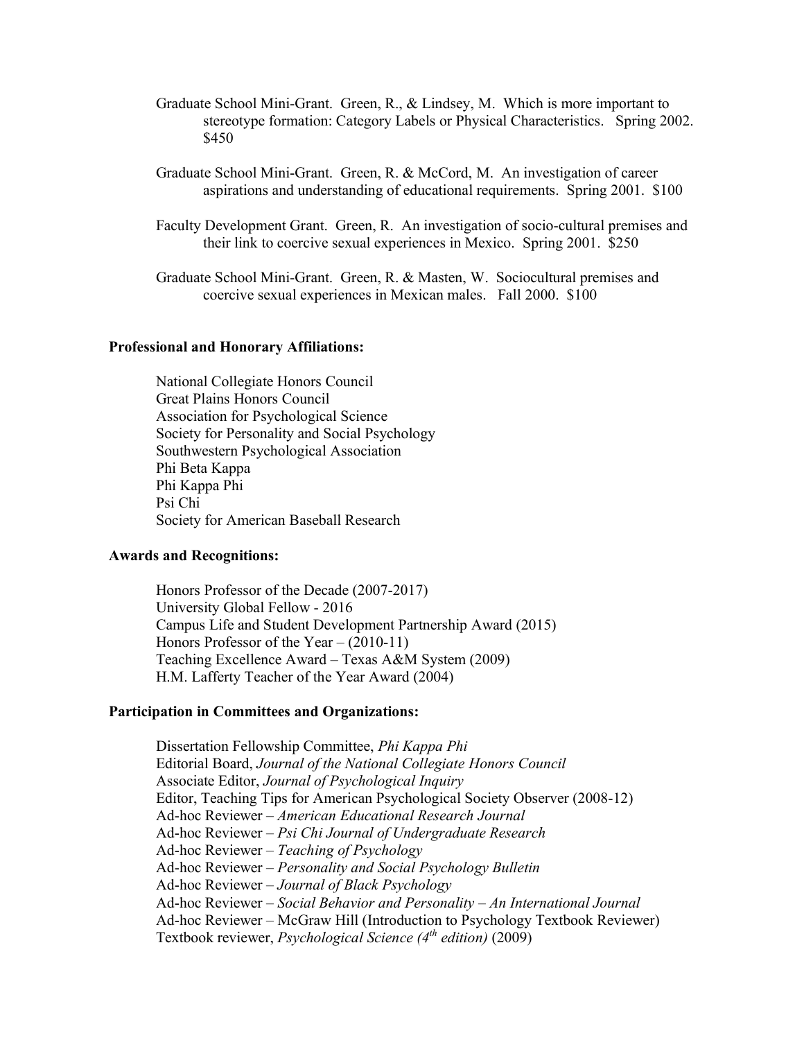Graduate School Mini-Grant. Green, R., & Lindsey, M. Which is more important to stereotype formation: Category Labels or Physical Characteristics. Spring 2002. $450

Graduate School Mini-Grant. Green, R. & McCord, M. An investigation of career aspirations and understanding of educational requirements. Spring 2001. $100

Faculty Development Grant. Green, R. An investigation of socio-cultural premises and their link to coercive sexual experiences in Mexico. Spring 2001. $250

Graduate School Mini-Grant. Green, R. & Masten, W. Sociocultural premises and coercive sexual experiences in Mexican males. Fall 2000. $100

**Professional and Honorary Affiliations:**

National Collegiate Honors Council
Great Plains Honors Council
Association for Psychological Science
Society for Personality and Social Psychology
Southwestern Psychological Association
Phi Beta Kappa
Phi Kappa Phi
Psi Chi
Society for American Baseball Research

**Awards and Recognitions:**

Honors Professor of the Decade (2007-2017)
University Global Fellow - 2016
Campus Life and Student Development Partnership Award (2015)
Honors Professor of the Year – (2010-11)
Teaching Excellence Award – Texas A&M System (2009)
H.M. Lafferty Teacher of the Year Award (2004)

**Participation in Committees and Organizations:**

Dissertation Fellowship Committee, *Phi Kappa Phi*
Editorial Board, *Journal of the National Collegiate Honors Council*
Associate Editor, *Journal of Psychological Inquiry*
Editor, Teaching Tips for American Psychological Society Observer (2008-12)
Ad-hoc Reviewer – *American Educational Research Journal*
Ad-hoc Reviewer – *Psi Chi Journal of Undergraduate Research*
Ad-hoc Reviewer – *Teaching of Psychology*
Ad-hoc Reviewer – *Personality and Social Psychology Bulletin*
Ad-hoc Reviewer – *Journal of Black Psychology*
Ad-hoc Reviewer – *Social Behavior and Personality – An International Journal*
Ad-hoc Reviewer – McGraw Hill (Introduction to Psychology Textbook Reviewer)
Textbook reviewer, *Psychological Science (4th edition)* (2009)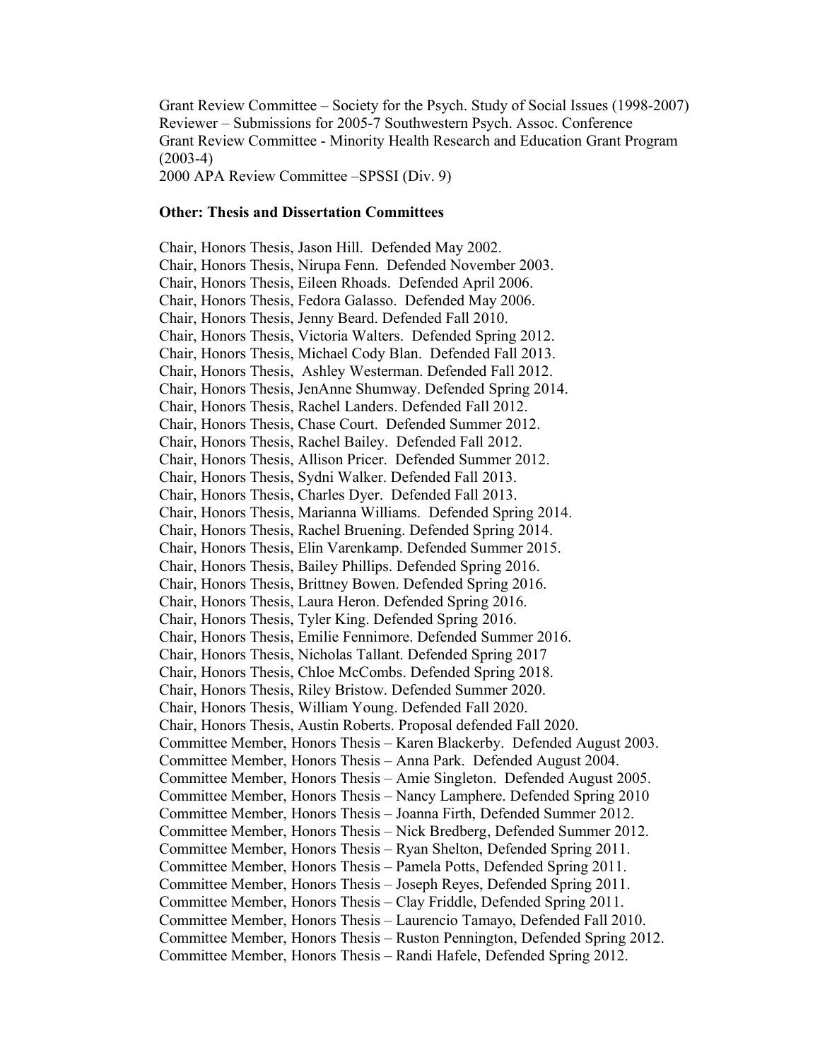Grant Review Committee – Society for the Psych. Study of Social Issues (1998-2007)
Reviewer – Submissions for 2005-7 Southwestern Psych. Assoc. Conference
Grant Review Committee - Minority Health Research and Education Grant Program (2003-4)
2000 APA Review Committee –SPSSI (Div. 9)

**Other: Thesis and Dissertation Committees**

Chair, Honors Thesis, Jason Hill. Defended May 2002.
Chair, Honors Thesis, Nirupa Fenn. Defended November 2003.
Chair, Honors Thesis, Eileen Rhoads. Defended April 2006.
Chair, Honors Thesis, Fedora Galasso. Defended May 2006.
Chair, Honors Thesis, Jenny Beard. Defended Fall 2010.
Chair, Honors Thesis, Victoria Walters. Defended Spring 2012.
Chair, Honors Thesis, Michael Cody Blan. Defended Fall 2013.
Chair, Honors Thesis, Ashley Westerman. Defended Fall 2012.
Chair, Honors Thesis, JenAnne Shumway. Defended Spring 2014.
Chair, Honors Thesis, Rachel Landers. Defended Fall 2012.
Chair, Honors Thesis, Chase Court. Defended Summer 2012.
Chair, Honors Thesis, Rachel Bailey. Defended Fall 2012.
Chair, Honors Thesis, Allison Pricer. Defended Summer 2012.
Chair, Honors Thesis, Sydni Walker. Defended Fall 2013.
Chair, Honors Thesis, Charles Dyer. Defended Fall 2013.
Chair, Honors Thesis, Marianna Williams. Defended Spring 2014.
Chair, Honors Thesis, Rachel Bruening. Defended Spring 2014.
Chair, Honors Thesis, Elin Varenkamp. Defended Summer 2015.
Chair, Honors Thesis, Bailey Phillips. Defended Spring 2016.
Chair, Honors Thesis, Brittney Bowen. Defended Spring 2016.
Chair, Honors Thesis, Laura Heron. Defended Spring 2016.
Chair, Honors Thesis, Tyler King. Defended Spring 2016.
Chair, Honors Thesis, Emilie Fennimore. Defended Summer 2016.
Chair, Honors Thesis, Nicholas Tallant. Defended Spring 2017
Chair, Honors Thesis, Chloe McCombs. Defended Spring 2018.
Chair, Honors Thesis, Riley Bristow. Defended Summer 2020.
Chair, Honors Thesis, William Young. Defended Fall 2020.
Chair, Honors Thesis, Austin Roberts. Proposal defended Fall 2020.
Committee Member, Honors Thesis – Karen Blackerby. Defended August 2003.
Committee Member, Honors Thesis – Anna Park. Defended August 2004.
Committee Member, Honors Thesis – Amie Singleton. Defended August 2005.
Committee Member, Honors Thesis – Nancy Lamphere. Defended Spring 2010
Committee Member, Honors Thesis – Joanna Firth, Defended Summer 2012.
Committee Member, Honors Thesis – Nick Bredberg, Defended Summer 2012.
Committee Member, Honors Thesis – Ryan Shelton, Defended Spring 2011.
Committee Member, Honors Thesis – Pamela Potts, Defended Spring 2011.
Committee Member, Honors Thesis – Joseph Reyes, Defended Spring 2011.
Committee Member, Honors Thesis – Clay Friddle, Defended Spring 2011.
Committee Member, Honors Thesis – Laurencio Tamayo, Defended Fall 2010.
Committee Member, Honors Thesis – Ruston Pennington, Defended Spring 2012.
Committee Member, Honors Thesis – Randi Hafele, Defended Spring 2012.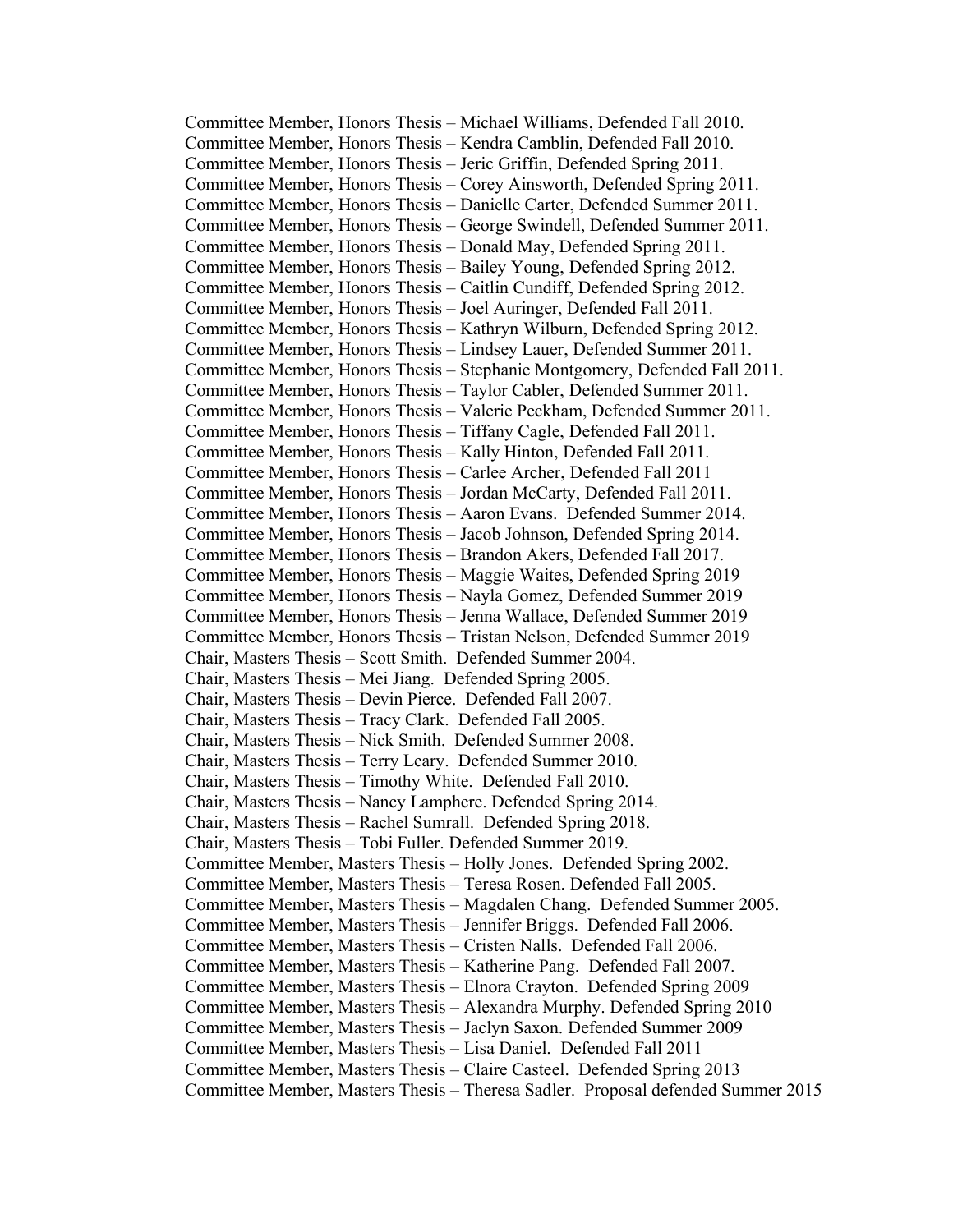Committee Member, Honors Thesis – Michael Williams, Defended Fall 2010.
Committee Member, Honors Thesis – Kendra Camblin, Defended Fall 2010.
Committee Member, Honors Thesis – Jeric Griffin, Defended Spring 2011.
Committee Member, Honors Thesis – Corey Ainsworth, Defended Spring 2011.
Committee Member, Honors Thesis – Danielle Carter, Defended Summer 2011.
Committee Member, Honors Thesis – George Swindell, Defended Summer 2011.
Committee Member, Honors Thesis – Donald May, Defended Spring 2011.
Committee Member, Honors Thesis – Bailey Young, Defended Spring 2012.
Committee Member, Honors Thesis – Caitlin Cundiff, Defended Spring 2012.
Committee Member, Honors Thesis – Joel Auringer, Defended Fall 2011.
Committee Member, Honors Thesis – Kathryn Wilburn, Defended Spring 2012.
Committee Member, Honors Thesis – Lindsey Lauer, Defended Summer 2011.
Committee Member, Honors Thesis – Stephanie Montgomery, Defended Fall 2011.
Committee Member, Honors Thesis – Taylor Cabler, Defended Summer 2011.
Committee Member, Honors Thesis – Valerie Peckham, Defended Summer 2011.
Committee Member, Honors Thesis – Tiffany Cagle, Defended Fall 2011.
Committee Member, Honors Thesis – Kally Hinton, Defended Fall 2011.
Committee Member, Honors Thesis – Carlee Archer, Defended Fall 2011
Committee Member, Honors Thesis – Jordan McCarty, Defended Fall 2011.
Committee Member, Honors Thesis – Aaron Evans. Defended Summer 2014.
Committee Member, Honors Thesis – Jacob Johnson, Defended Spring 2014.
Committee Member, Honors Thesis – Brandon Akers, Defended Fall 2017.
Committee Member, Honors Thesis – Maggie Waites, Defended Spring 2019
Committee Member, Honors Thesis – Nayla Gomez, Defended Summer 2019
Committee Member, Honors Thesis – Jenna Wallace, Defended Summer 2019
Committee Member, Honors Thesis – Tristan Nelson, Defended Summer 2019
Chair, Masters Thesis – Scott Smith. Defended Summer 2004.
Chair, Masters Thesis – Mei Jiang. Defended Spring 2005.
Chair, Masters Thesis – Devin Pierce. Defended Fall 2007.
Chair, Masters Thesis – Tracy Clark. Defended Fall 2005.
Chair, Masters Thesis – Nick Smith. Defended Summer 2008.
Chair, Masters Thesis – Terry Leary. Defended Summer 2010.
Chair, Masters Thesis – Timothy White. Defended Fall 2010.
Chair, Masters Thesis – Nancy Lamphere. Defended Spring 2014.
Chair, Masters Thesis – Rachel Sumrall. Defended Spring 2018.
Chair, Masters Thesis – Tobi Fuller. Defended Summer 2019.
Committee Member, Masters Thesis – Holly Jones. Defended Spring 2002.
Committee Member, Masters Thesis – Teresa Rosen. Defended Fall 2005.
Committee Member, Masters Thesis – Magdalen Chang. Defended Summer 2005.
Committee Member, Masters Thesis – Jennifer Briggs. Defended Fall 2006.
Committee Member, Masters Thesis – Cristen Nalls. Defended Fall 2006.
Committee Member, Masters Thesis – Katherine Pang. Defended Fall 2007.
Committee Member, Masters Thesis – Elnora Crayton. Defended Spring 2009
Committee Member, Masters Thesis – Alexandra Murphy. Defended Spring 2010
Committee Member, Masters Thesis – Jaclyn Saxon. Defended Summer 2009
Committee Member, Masters Thesis – Lisa Daniel. Defended Fall 2011
Committee Member, Masters Thesis – Claire Casteel. Defended Spring 2013
Committee Member, Masters Thesis – Theresa Sadler. Proposal defended Summer 2015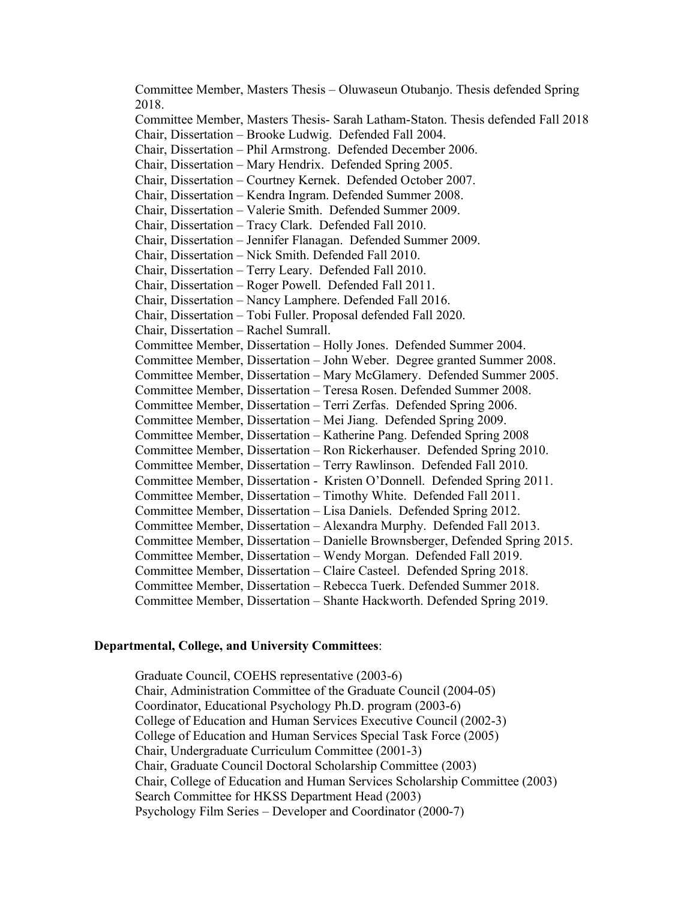Committee Member, Masters Thesis – Oluwaseun Otubanjo. Thesis defended Spring 2018.
Committee Member, Masters Thesis- Sarah Latham-Staton. Thesis defended Fall 2018
Chair, Dissertation – Brooke Ludwig. Defended Fall 2004.
Chair, Dissertation – Phil Armstrong. Defended December 2006.
Chair, Dissertation – Mary Hendrix. Defended Spring 2005.
Chair, Dissertation – Courtney Kernek. Defended October 2007.
Chair, Dissertation – Kendra Ingram. Defended Summer 2008.
Chair, Dissertation – Valerie Smith. Defended Summer 2009.
Chair, Dissertation – Tracy Clark. Defended Fall 2010.
Chair, Dissertation – Jennifer Flanagan. Defended Summer 2009.
Chair, Dissertation – Nick Smith. Defended Fall 2010.
Chair, Dissertation – Terry Leary. Defended Fall 2010.
Chair, Dissertation – Roger Powell. Defended Fall 2011.
Chair, Dissertation – Nancy Lamphere. Defended Fall 2016.
Chair, Dissertation – Tobi Fuller. Proposal defended Fall 2020.
Chair, Dissertation – Rachel Sumrall.
Committee Member, Dissertation – Holly Jones. Defended Summer 2004.
Committee Member, Dissertation – John Weber. Degree granted Summer 2008.
Committee Member, Dissertation – Mary McGlamery. Defended Summer 2005.
Committee Member, Dissertation – Teresa Rosen. Defended Summer 2008.
Committee Member, Dissertation – Terri Zerfas. Defended Spring 2006.
Committee Member, Dissertation – Mei Jiang. Defended Spring 2009.
Committee Member, Dissertation – Katherine Pang. Defended Spring 2008
Committee Member, Dissertation – Ron Rickerhauser. Defended Spring 2010.
Committee Member, Dissertation – Terry Rawlinson. Defended Fall 2010.
Committee Member, Dissertation - Kristen O'Donnell. Defended Spring 2011.
Committee Member, Dissertation – Timothy White. Defended Fall 2011.
Committee Member, Dissertation – Lisa Daniels. Defended Spring 2012.
Committee Member, Dissertation – Alexandra Murphy. Defended Fall 2013.
Committee Member, Dissertation – Danielle Brownsberger, Defended Spring 2015.
Committee Member, Dissertation – Wendy Morgan. Defended Fall 2019.
Committee Member, Dissertation – Claire Casteel. Defended Spring 2018.
Committee Member, Dissertation – Rebecca Tuerk. Defended Summer 2018.
Committee Member, Dissertation – Shante Hackworth. Defended Spring 2019.

**Departmental, College, and University Committees**:

Graduate Council, COEHS representative (2003-6)
Chair, Administration Committee of the Graduate Council (2004-05)
Coordinator, Educational Psychology Ph.D. program (2003-6)
College of Education and Human Services Executive Council (2002-3)
College of Education and Human Services Special Task Force (2005)
Chair, Undergraduate Curriculum Committee (2001-3)
Chair, Graduate Council Doctoral Scholarship Committee (2003)
Chair, College of Education and Human Services Scholarship Committee (2003)
Search Committee for HKSS Department Head (2003)
Psychology Film Series – Developer and Coordinator (2000-7)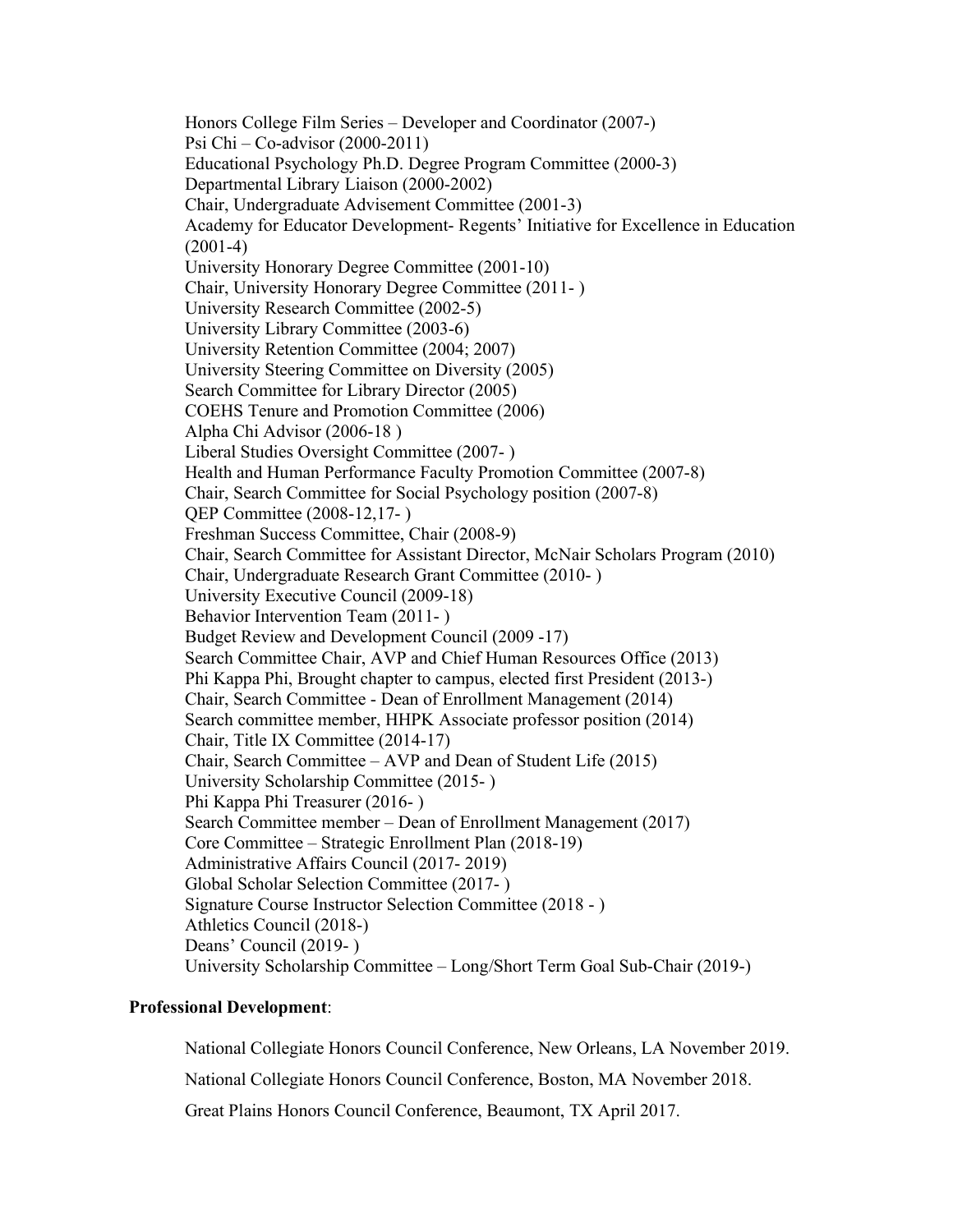Honors College Film Series – Developer and Coordinator (2007-)
Psi Chi – Co-advisor (2000-2011)
Educational Psychology Ph.D. Degree Program Committee (2000-3)
Departmental Library Liaison (2000-2002)
Chair, Undergraduate Advisement Committee (2001-3)
Academy for Educator Development- Regents' Initiative for Excellence in Education (2001-4)
University Honorary Degree Committee (2001-10)
Chair, University Honorary Degree Committee (2011- )
University Research Committee (2002-5)
University Library Committee (2003-6)
University Retention Committee (2004; 2007)
University Steering Committee on Diversity (2005)
Search Committee for Library Director (2005)
COEHS Tenure and Promotion Committee (2006)
Alpha Chi Advisor (2006-18 )
Liberal Studies Oversight Committee (2007- )
Health and Human Performance Faculty Promotion Committee (2007-8)
Chair, Search Committee for Social Psychology position (2007-8)
QEP Committee (2008-12,17- )
Freshman Success Committee, Chair (2008-9)
Chair, Search Committee for Assistant Director, McNair Scholars Program (2010)
Chair, Undergraduate Research Grant Committee (2010- )
University Executive Council (2009-18)
Behavior Intervention Team (2011- )
Budget Review and Development Council (2009 -17)
Search Committee Chair, AVP and Chief Human Resources Office (2013)
Phi Kappa Phi, Brought chapter to campus, elected first President (2013-)
Chair, Search Committee - Dean of Enrollment Management (2014)
Search committee member, HHPK Associate professor position (2014)
Chair, Title IX Committee (2014-17)
Chair, Search Committee – AVP and Dean of Student Life (2015)
University Scholarship Committee (2015- )
Phi Kappa Phi Treasurer (2016- )
Search Committee member – Dean of Enrollment Management (2017)
Core Committee – Strategic Enrollment Plan (2018-19)
Administrative Affairs Council (2017- 2019)
Global Scholar Selection Committee (2017- )
Signature Course Instructor Selection Committee (2018 - )
Athletics Council (2018-)
Deans' Council (2019- )
University Scholarship Committee – Long/Short Term Goal Sub-Chair (2019-)

**Professional Development**:

National Collegiate Honors Council Conference, New Orleans, LA November 2019.

National Collegiate Honors Council Conference, Boston, MA November 2018.

Great Plains Honors Council Conference, Beaumont, TX April 2017.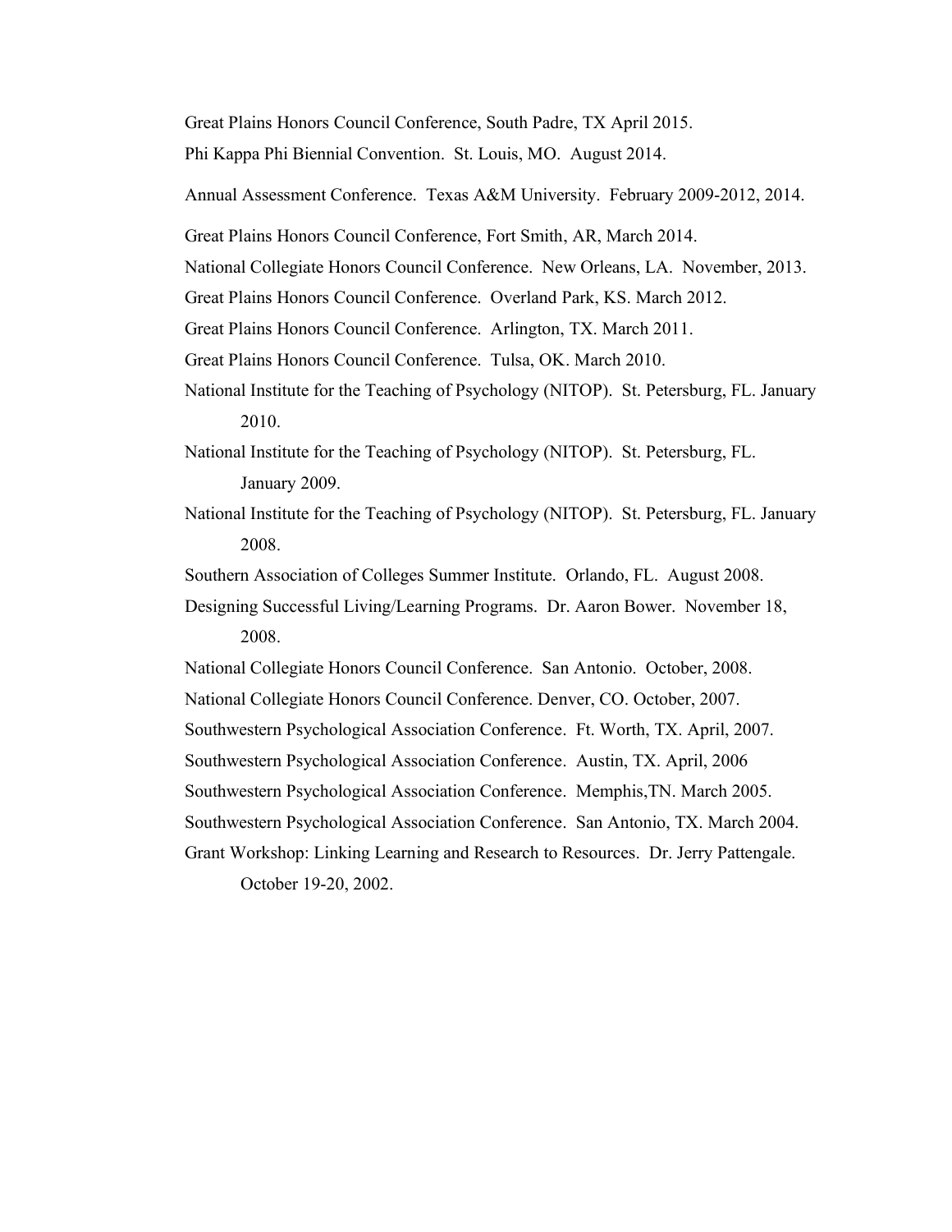Great Plains Honors Council Conference, South Padre, TX April 2015.

Phi Kappa Phi Biennial Convention. St. Louis, MO. August 2014.

Annual Assessment Conference. Texas A&M University. February 2009-2012, 2014.

Great Plains Honors Council Conference, Fort Smith, AR, March 2014.

National Collegiate Honors Council Conference. New Orleans, LA. November, 2013.

Great Plains Honors Council Conference. Overland Park, KS. March 2012.

Great Plains Honors Council Conference. Arlington, TX. March 2011.

Great Plains Honors Council Conference. Tulsa, OK. March 2010.

National Institute for the Teaching of Psychology (NITOP). St. Petersburg, FL. January 2010.

National Institute for the Teaching of Psychology (NITOP). St. Petersburg, FL. January 2009.

National Institute for the Teaching of Psychology (NITOP). St. Petersburg, FL. January 2008.

Southern Association of Colleges Summer Institute. Orlando, FL. August 2008.

Designing Successful Living/Learning Programs. Dr. Aaron Bower. November 18, 2008.

National Collegiate Honors Council Conference. San Antonio. October, 2008.

National Collegiate Honors Council Conference. Denver, CO. October, 2007.

Southwestern Psychological Association Conference. Ft. Worth, TX. April, 2007.

Southwestern Psychological Association Conference. Austin, TX. April, 2006

Southwestern Psychological Association Conference. Memphis,TN. March 2005.

Southwestern Psychological Association Conference. San Antonio, TX. March 2004.

Grant Workshop: Linking Learning and Research to Resources. Dr. Jerry Pattengale. October 19-20, 2002.